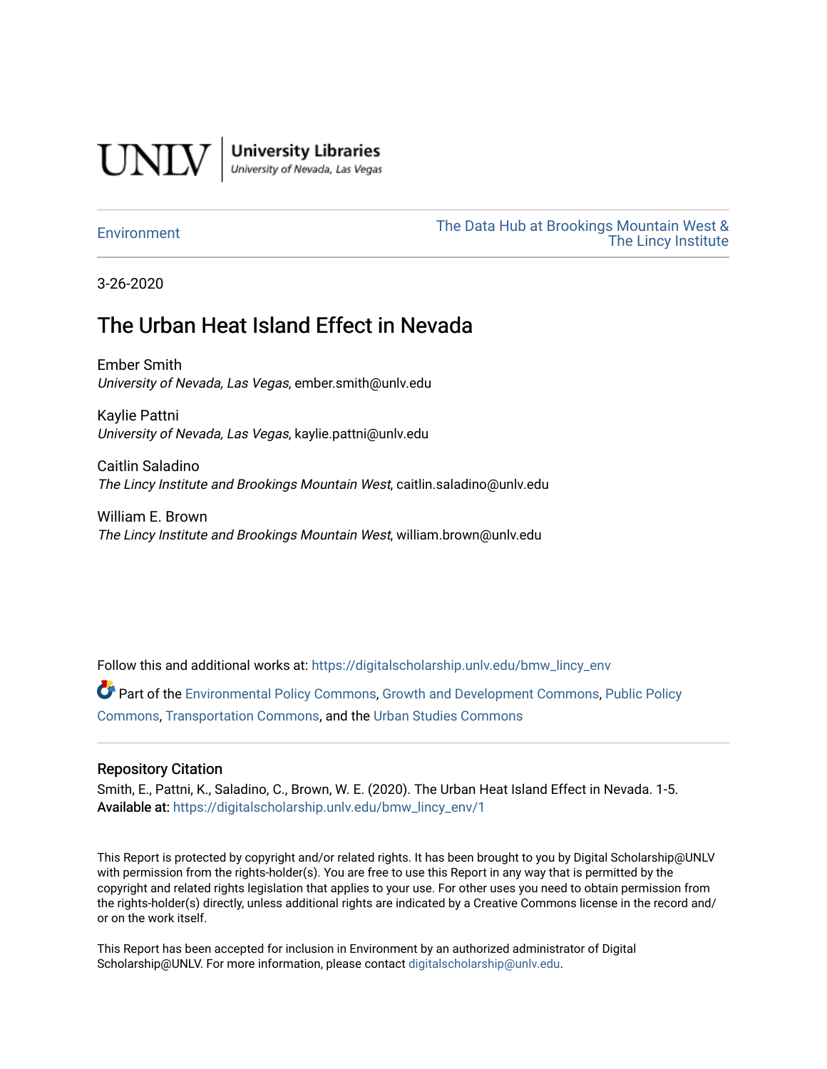UNLV | University Libraries
*University of Nevada, Las Vegas*

Environment

The Data Hub at Brookings Mountain West & The Lincy Institute

3-26-2020

# The Urban Heat Island Effect in Nevada

Ember Smith
*University of Nevada, Las Vegas*, ember.smith@unlv.edu

Kaylie Pattni
*University of Nevada, Las Vegas*, kaylie.pattni@unlv.edu

Caitlin Saladino
*The Lincy Institute and Brookings Mountain West*, caitlin.saladino@unlv.edu

William E. Brown
*The Lincy Institute and Brookings Mountain West*, william.brown@unlv.edu

Follow this and additional works at: https://digitalscholarship.unlv.edu/bmw_lincy_env

Part of the Environmental Policy Commons, Growth and Development Commons, Public Policy Commons, Transportation Commons, and the Urban Studies Commons

## Repository Citation

Smith, E., Pattni, K., Saladino, C., Brown, W. E. (2020). The Urban Heat Island Effect in Nevada. 1-5.
Available at: https://digitalscholarship.unlv.edu/bmw_lincy_env/1

This Report is protected by copyright and/or related rights. It has been brought to you by Digital Scholarship@UNLV with permission from the rights-holder(s). You are free to use this Report in any way that is permitted by the copyright and related rights legislation that applies to your use. For other uses you need to obtain permission from the rights-holder(s) directly, unless additional rights are indicated by a Creative Commons license in the record and/ or on the work itself.

This Report has been accepted for inclusion in Environment by an authorized administrator of Digital Scholarship@UNLV. For more information, please contact digitalscholarship@unlv.edu.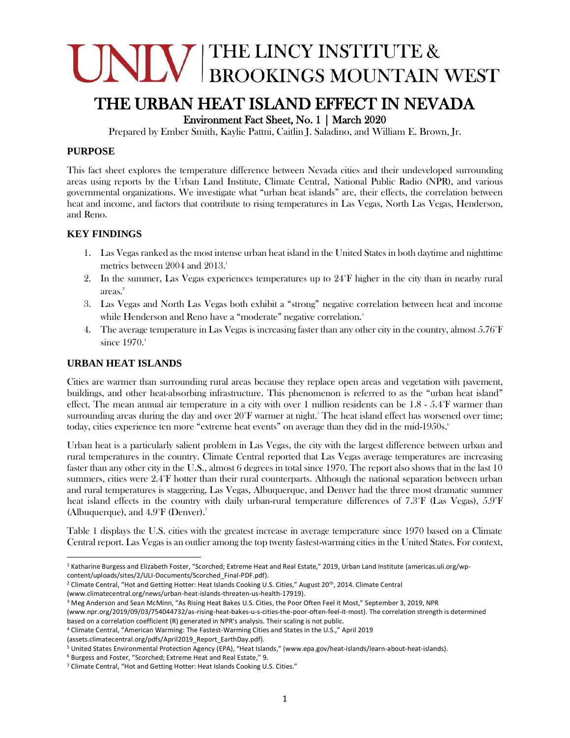# THE LINCY INSTITUTE & BROOKINGS MOUNTAIN WEST

# THE URBAN HEAT ISLAND EFFECT IN NEVADA

Environment Fact Sheet, No. 1 | March 2020

Prepared by Ember Smith, Kaylie Pattni, Caitlin J. Saladino, and William E. Brown, Jr.

## PURPOSE

This fact sheet explores the temperature difference between Nevada cities and their undeveloped surrounding areas using reports by the Urban Land Institute, Climate Central, National Public Radio (NPR), and various governmental organizations. We investigate what "urban heat islands" are, their effects, the correlation between heat and income, and factors that contribute to rising temperatures in Las Vegas, North Las Vegas, Henderson, and Reno.

## KEY FINDINGS

1. Las Vegas ranked as the most intense urban heat island in the United States in both daytime and nighttime metrics between 2004 and 2013.[1]
2. In the summer, Las Vegas experiences temperatures up to 24°F higher in the city than in nearby rural areas.[2]
3. Las Vegas and North Las Vegas both exhibit a "strong" negative correlation between heat and income while Henderson and Reno have a "moderate" negative correlation.[3]
4. The average temperature in Las Vegas is increasing faster than any other city in the country, almost 5.76°F since 1970.[4]

## URBAN HEAT ISLANDS

Cities are warmer than surrounding rural areas because they replace open areas and vegetation with pavement, buildings, and other heat-absorbing infrastructure. This phenomenon is referred to as the "urban heat island" effect. The mean annual air temperature in a city with over 1 million residents can be 1.8 - 5.4°F warmer than surrounding areas during the day and over 20°F warmer at night.[5] The heat island effect has worsened over time; today, cities experience ten more "extreme heat events" on average than they did in the mid-1950s.[6]

Urban heat is a particularly salient problem in Las Vegas, the city with the largest difference between urban and rural temperatures in the country. Climate Central reported that Las Vegas average temperatures are increasing faster than any other city in the U.S., almost 6 degrees in total since 1970. The report also shows that in the last 10 summers, cities were 2.4°F hotter than their rural counterparts. Although the national separation between urban and rural temperatures is staggering, Las Vegas, Albuquerque, and Denver had the three most dramatic summer heat island effects in the country with daily urban-rural temperature differences of 7.3°F (Las Vegas), 5.9°F (Albuquerque), and 4.9°F (Denver).[7]

Table 1 displays the U.S. cities with the greatest increase in average temperature since 1970 based on a Climate Central report. Las Vegas is an outlier among the top twenty fastest-warming cities in the United States. For context,

---

[1] Katharine Burgess and Elizabeth Foster, "Scorched; Extreme Heat and Real Estate," 2019, Urban Land Institute (americas.uli.org/wp-content/uploads/sites/2/ULI-Documents/Scorched_Final-PDF.pdf).

[2] Climate Central, "Hot and Getting Hotter: Heat Islands Cooking U.S. Cities," August 20th, 2014. Climate Central (www.climatecentral.org/news/urban-heat-islands-threaten-us-health-17919).

[3] Meg Anderson and Sean McMinn, "As Rising Heat Bakes U.S. Cities, the Poor Often Feel it Most," September 3, 2019, NPR (www.npr.org/2019/09/03/754044732/as-rising-heat-bakes-u-s-cities-the-poor-often-feel-it-most). The correlation strength is determined based on a correlation coefficient (R) generated in NPR's analysis. Their scaling is not public.

[4] Climate Central, "American Warming: The Fastest-Warming Cities and States in the U.S.," April 2019 (assets.climatecentral.org/pdfs/April2019_Report_EarthDay.pdf).

[5] United States Environmental Protection Agency (EPA), "Heat Islands," (www.epa.gov/heat-islands/learn-about-heat-islands).

[6] Burgess and Foster, "Scorched; Extreme Heat and Real Estate," 9.

[7] Climate Central, "Hot and Getting Hotter: Heat Islands Cooking U.S. Cities."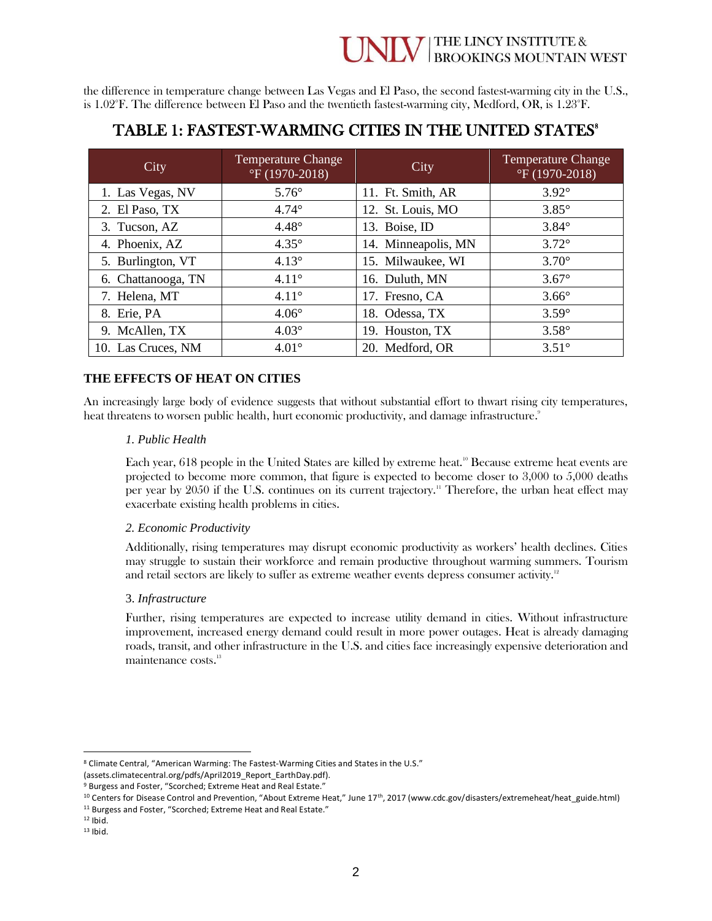the difference in temperature change between Las Vegas and El Paso, the second fastest-warming city in the U.S., is 1.02°F. The difference between El Paso and the twentieth fastest-warming city, Medford, OR, is 1.23°F.

## TABLE 1: FASTEST-WARMING CITIES IN THE UNITED STATES[8]

| City | Temperature Change °F (1970-2018) | City | Temperature Change °F (1970-2018) |
|---|---|---|---|
| 1. Las Vegas, NV | 5.76° | 11. Ft. Smith, AR | 3.92° |
| 2. El Paso, TX | 4.74° | 12. St. Louis, MO | 3.85° |
| 3. Tucson, AZ | 4.48° | 13. Boise, ID | 3.84° |
| 4. Phoenix, AZ | 4.35° | 14. Minneapolis, MN | 3.72° |
| 5. Burlington, VT | 4.13° | 15. Milwaukee, WI | 3.70° |
| 6. Chattanooga, TN | 4.11° | 16. Duluth, MN | 3.67° |
| 7. Helena, MT | 4.11° | 17. Fresno, CA | 3.66° |
| 8. Erie, PA | 4.06° | 18. Odessa, TX | 3.59° |
| 9. McAllen, TX | 4.03° | 19. Houston, TX | 3.58° |
| 10. Las Cruces, NM | 4.01° | 20. Medford, OR | 3.51° |

### THE EFFECTS OF HEAT ON CITIES

An increasingly large body of evidence suggests that without substantial effort to thwart rising city temperatures, heat threatens to worsen public health, hurt economic productivity, and damage infrastructure.[9]

#### *1. Public Health*

Each year, 618 people in the United States are killed by extreme heat.[10] Because extreme heat events are projected to become more common, that figure is expected to become closer to 3,000 to 5,000 deaths per year by 2050 if the U.S. continues on its current trajectory.[11] Therefore, the urban heat effect may exacerbate existing health problems in cities.

#### *2. Economic Productivity*

Additionally, rising temperatures may disrupt economic productivity as workers' health declines. Cities may struggle to sustain their workforce and remain productive throughout warming summers. Tourism and retail sectors are likely to suffer as extreme weather events depress consumer activity.[12]

#### 3. *Infrastructure*

Further, rising temperatures are expected to increase utility demand in cities. Without infrastructure improvement, increased energy demand could result in more power outages. Heat is already damaging roads, transit, and other infrastructure in the U.S. and cities face increasingly expensive deterioration and maintenance costs.[13]

---

[8] Climate Central, "American Warming: The Fastest-Warming Cities and States in the U.S." (assets.climatecentral.org/pdfs/April2019_Report_EarthDay.pdf).

[9] Burgess and Foster, "Scorched; Extreme Heat and Real Estate."

[10] Centers for Disease Control and Prevention, "About Extreme Heat," June 17th, 2017 (www.cdc.gov/disasters/extremeheat/heat_guide.html)

[11] Burgess and Foster, "Scorched; Extreme Heat and Real Estate."

[12] Ibid.

[13] Ibid.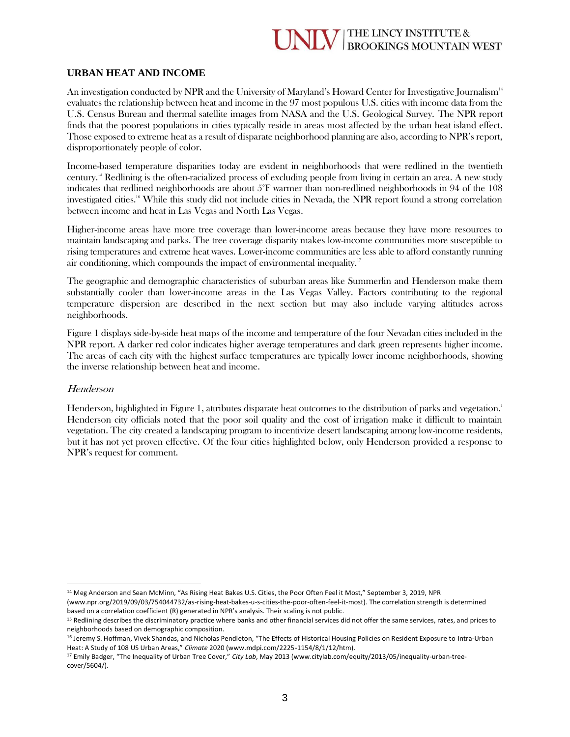## URBAN HEAT AND INCOME

An investigation conducted by NPR and the University of Maryland's Howard Center for Investigative Journalism[14] evaluates the relationship between heat and income in the 97 most populous U.S. cities with income data from the U.S. Census Bureau and thermal satellite images from NASA and the U.S. Geological Survey. The NPR report finds that the poorest populations in cities typically reside in areas most affected by the urban heat island effect. Those exposed to extreme heat as a result of disparate neighborhood planning are also, according to NPR's report, disproportionately people of color.

Income-based temperature disparities today are evident in neighborhoods that were redlined in the twentieth century.[15] Redlining is the often-racialized process of excluding people from living in certain an area. A new study indicates that redlined neighborhoods are about 5°F warmer than non-redlined neighborhoods in 94 of the 108 investigated cities.[16] While this study did not include cities in Nevada, the NPR report found a strong correlation between income and heat in Las Vegas and North Las Vegas.

Higher-income areas have more tree coverage than lower-income areas because they have more resources to maintain landscaping and parks. The tree coverage disparity makes low-income communities more susceptible to rising temperatures and extreme heat waves. Lower-income communities are less able to afford constantly running air conditioning, which compounds the impact of environmental inequality.[17]

The geographic and demographic characteristics of suburban areas like Summerlin and Henderson make them substantially cooler than lower-income areas in the Las Vegas Valley. Factors contributing to the regional temperature dispersion are described in the next section but may also include varying altitudes across neighborhoods.

Figure 1 displays side-by-side heat maps of the income and temperature of the four Nevadan cities included in the NPR report. A darker red color indicates higher average temperatures and dark green represents higher income. The areas of each city with the highest surface temperatures are typically lower income neighborhoods, showing the inverse relationship between heat and income.

### *Henderson*

Henderson, highlighted in Figure 1, attributes disparate heat outcomes to the distribution of parks and vegetation.[1] Henderson city officials noted that the poor soil quality and the cost of irrigation make it difficult to maintain vegetation. The city created a landscaping program to incentivize desert landscaping among low-income residents, but it has not yet proven effective. Of the four cities highlighted below, only Henderson provided a response to NPR's request for comment.

---

[14] Meg Anderson and Sean McMinn, "As Rising Heat Bakes U.S. Cities, the Poor Often Feel it Most," September 3, 2019, NPR (www.npr.org/2019/09/03/754044732/as-rising-heat-bakes-u-s-cities-the-poor-often-feel-it-most). The correlation strength is determined based on a correlation coefficient (R) generated in NPR's analysis. Their scaling is not public.

[15] Redlining describes the discriminatory practice where banks and other financial services did not offer the same services, rates, and prices to neighborhoods based on demographic composition.

[16] Jeremy S. Hoffman, Vivek Shandas, and Nicholas Pendleton, "The Effects of Historical Housing Policies on Resident Exposure to Intra-Urban Heat: A Study of 108 US Urban Areas," *Climate* 2020 (www.mdpi.com/2225-1154/8/1/12/htm).

[17] Emily Badger, "The Inequality of Urban Tree Cover," *City Lab*, May 2013 (www.citylab.com/equity/2013/05/inequality-urban-tree-cover/5604/).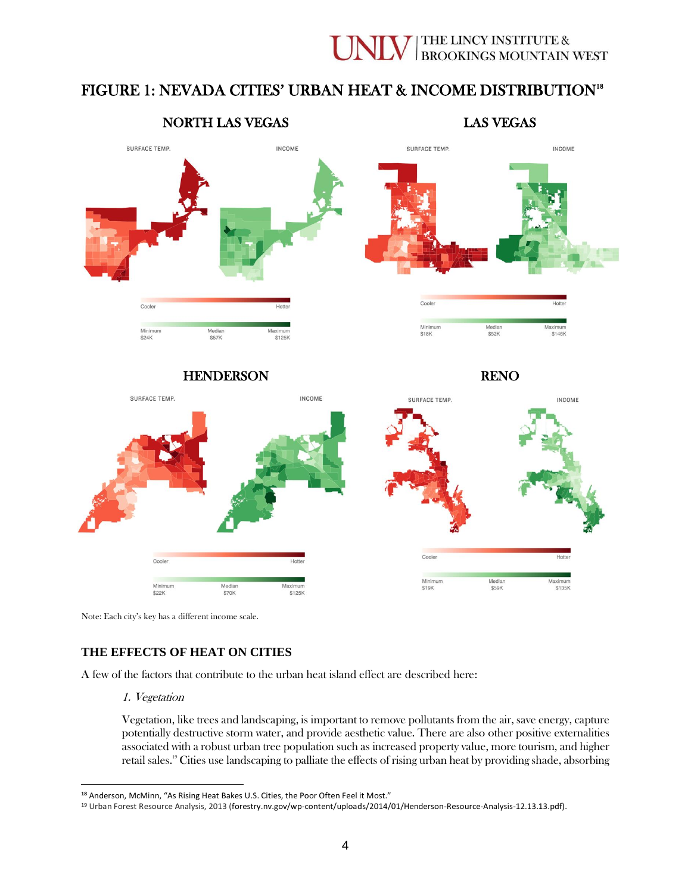## FIGURE 1: NEVADA CITIES' URBAN HEAT & INCOME DISTRIBUTION[18]

### NORTH LAS VEGAS

SURFACE TEMP. INCOME

Cooler — Hotter

Minimum $24K — Median $57K — Maximum $125K

### LAS VEGAS

SURFACE TEMP. INCOME

Cooler — Hotter

Minimum $18K — Median $52K — Maximum $146K

### HENDERSON

SURFACE TEMP. INCOME

Cooler — Hotter

Minimum $22K — Median $70K — Maximum $125K

### RENO

SURFACE TEMP. INCOME

Cooler — Hotter

Minimum $19K — Median $59K — Maximum $135K

Note: Each city's key has a different income scale.

## THE EFFECTS OF HEAT ON CITIES

A few of the factors that contribute to the urban heat island effect are described here:

*1. Vegetation*

Vegetation, like trees and landscaping, is important to remove pollutants from the air, save energy, capture potentially destructive storm water, and provide aesthetic value. There are also other positive externalities associated with a robust urban tree population such as increased property value, more tourism, and higher retail sales.[19] Cities use landscaping to palliate the effects of rising urban heat by providing shade, absorbing

---

[18] Anderson, McMinn, "As Rising Heat Bakes U.S. Cities, the Poor Often Feel it Most."

[19] Urban Forest Resource Analysis, 2013 (forestry.nv.gov/wp-content/uploads/2014/01/Henderson-Resource-Analysis-12.13.13.pdf).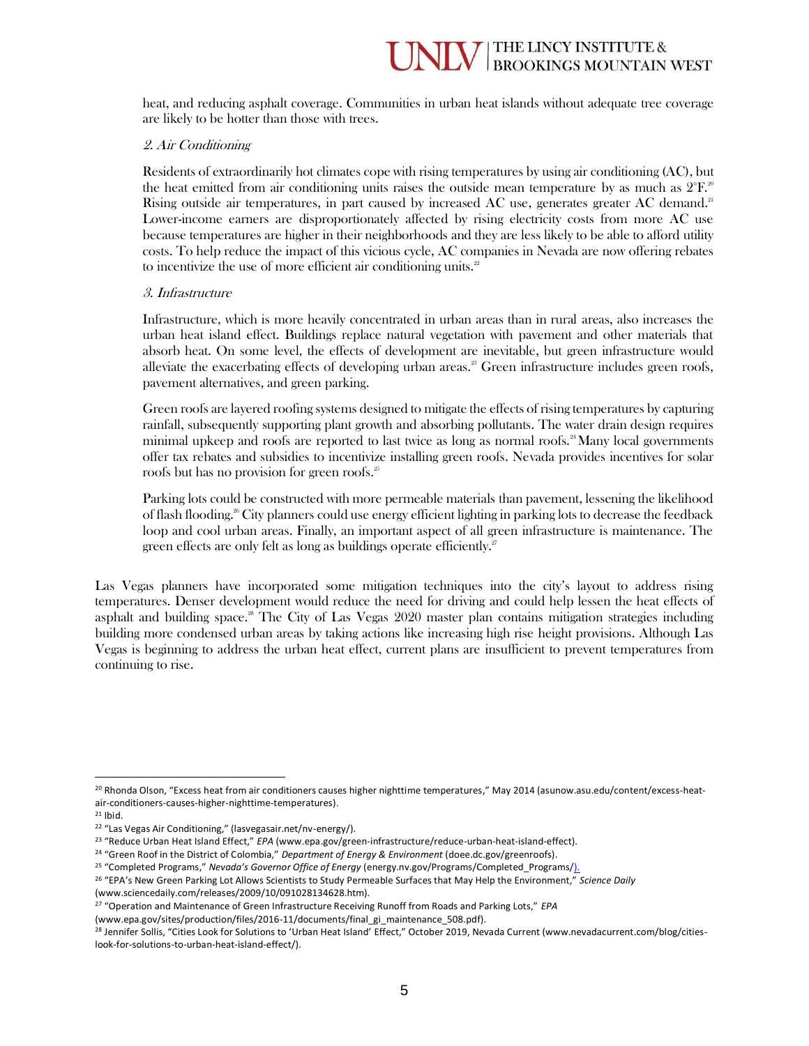heat, and reducing asphalt coverage. Communities in urban heat islands without adequate tree coverage are likely to be hotter than those with trees.

*2. Air Conditioning*

Residents of extraordinarily hot climates cope with rising temperatures by using air conditioning (AC), but the heat emitted from air conditioning units raises the outside mean temperature by as much as 2°F.[20] Rising outside air temperatures, in part caused by increased AC use, generates greater AC demand.[21] Lower-income earners are disproportionately affected by rising electricity costs from more AC use because temperatures are higher in their neighborhoods and they are less likely to be able to afford utility costs. To help reduce the impact of this vicious cycle, AC companies in Nevada are now offering rebates to incentivize the use of more efficient air conditioning units.[22]

*3. Infrastructure*

Infrastructure, which is more heavily concentrated in urban areas than in rural areas, also increases the urban heat island effect. Buildings replace natural vegetation with pavement and other materials that absorb heat. On some level, the effects of development are inevitable, but green infrastructure would alleviate the exacerbating effects of developing urban areas.[23] Green infrastructure includes green roofs, pavement alternatives, and green parking.

Green roofs are layered roofing systems designed to mitigate the effects of rising temperatures by capturing rainfall, subsequently supporting plant growth and absorbing pollutants. The water drain design requires minimal upkeep and roofs are reported to last twice as long as normal roofs.[24] Many local governments offer tax rebates and subsidies to incentivize installing green roofs. Nevada provides incentives for solar roofs but has no provision for green roofs.[25]

Parking lots could be constructed with more permeable materials than pavement, lessening the likelihood of flash flooding.[26] City planners could use energy efficient lighting in parking lots to decrease the feedback loop and cool urban areas. Finally, an important aspect of all green infrastructure is maintenance. The green effects are only felt as long as buildings operate efficiently.[27]

Las Vegas planners have incorporated some mitigation techniques into the city's layout to address rising temperatures. Denser development would reduce the need for driving and could help lessen the heat effects of asphalt and building space.[28] The City of Las Vegas 2020 master plan contains mitigation strategies including building more condensed urban areas by taking actions like increasing high rise height provisions. Although Las Vegas is beginning to address the urban heat effect, current plans are insufficient to prevent temperatures from continuing to rise.

---

[20] Rhonda Olson, "Excess heat from air conditioners causes higher nighttime temperatures," May 2014 (asunow.asu.edu/content/excess-heat-air-conditioners-causes-higher-nighttime-temperatures).

[21] Ibid.

[22] "Las Vegas Air Conditioning," (lasvegasair.net/nv-energy/).

[23] "Reduce Urban Heat Island Effect," *EPA* (www.epa.gov/green-infrastructure/reduce-urban-heat-island-effect).

[24] "Green Roof in the District of Colombia," *Department of Energy & Environment* (doee.dc.gov/greenroofs).

[25] "Completed Programs," *Nevada's Governor Office of Energy* (energy.nv.gov/Programs/Completed_Programs/).

[26] "EPA's New Green Parking Lot Allows Scientists to Study Permeable Surfaces that May Help the Environment," *Science Daily* (www.sciencedaily.com/releases/2009/10/091028134628.htm).

[27] "Operation and Maintenance of Green Infrastructure Receiving Runoff from Roads and Parking Lots," *EPA* (www.epa.gov/sites/production/files/2016-11/documents/final_gi_maintenance_508.pdf).

[28] Jennifer Sollis, "Cities Look for Solutions to 'Urban Heat Island' Effect," October 2019, Nevada Current (www.nevadacurrent.com/blog/cities-look-for-solutions-to-urban-heat-island-effect/).